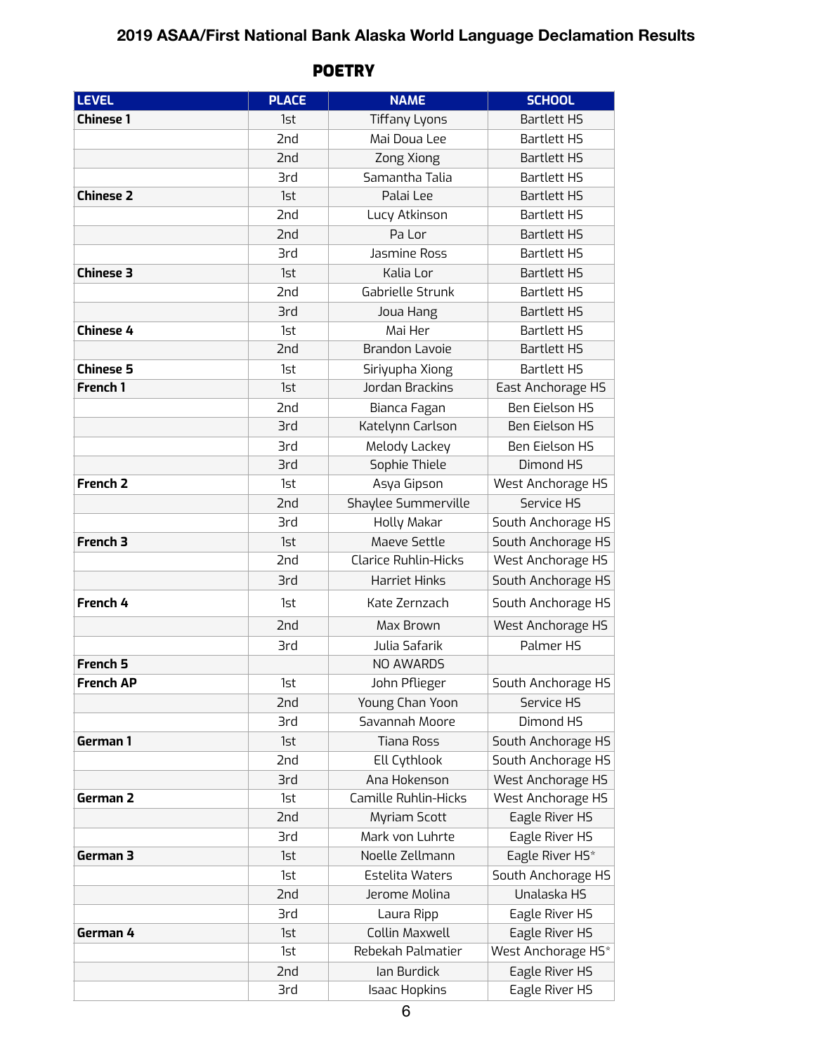# 2019 ASAA/First National Bank Alaska World Language Declamation Results

## POETRY

| LEVEL | PLACE | NAME | SCHOOL |
|---|---|---|---|
| **Chinese 1** | 1st | Tiffany Lyons | Bartlett HS |
| | 2nd | Mai Doua Lee | Bartlett HS |
| | 2nd | Zong Xiong | Bartlett HS |
| | 3rd | Samantha Talia | Bartlett HS |
| **Chinese 2** | 1st | Palai Lee | Bartlett HS |
| | 2nd | Lucy Atkinson | Bartlett HS |
| | 2nd | Pa Lor | Bartlett HS |
| | 3rd | Jasmine Ross | Bartlett HS |
| **Chinese 3** | 1st | Kalia Lor | Bartlett HS |
| | 2nd | Gabrielle Strunk | Bartlett HS |
| | 3rd | Joua Hang | Bartlett HS |
| **Chinese 4** | 1st | Mai Her | Bartlett HS |
| | 2nd | Brandon Lavoie | Bartlett HS |
| **Chinese 5** | 1st | Siriyupha Xiong | Bartlett HS |
| **French 1** | 1st | Jordan Brackins | East Anchorage HS |
| | 2nd | Bianca Fagan | Ben Eielson HS |
| | 3rd | Katelynn Carlson | Ben Eielson HS |
| | 3rd | Melody Lackey | Ben Eielson HS |
| | 3rd | Sophie Thiele | Dimond HS |
| **French 2** | 1st | Asya Gipson | West Anchorage HS |
| | 2nd | Shaylee Summerville | Service HS |
| | 3rd | Holly Makar | South Anchorage HS |
| **French 3** | 1st | Maeve Settle | South Anchorage HS |
| | 2nd | Clarice Ruhlin-Hicks | West Anchorage HS |
| | 3rd | Harriet Hinks | South Anchorage HS |
| **French 4** | 1st | Kate Zernzach | South Anchorage HS |
| | 2nd | Max Brown | West Anchorage HS |
| | 3rd | Julia Safarik | Palmer HS |
| **French 5** | | NO AWARDS | |
| **French AP** | 1st | John Pflieger | South Anchorage HS |
| | 2nd | Young Chan Yoon | Service HS |
| | 3rd | Savannah Moore | Dimond HS |
| **German 1** | 1st | Tiana Ross | South Anchorage HS |
| | 2nd | Ell Cythlook | South Anchorage HS |
| | 3rd | Ana Hokenson | West Anchorage HS |
| **German 2** | 1st | Camille Ruhlin-Hicks | West Anchorage HS |
| | 2nd | Myriam Scott | Eagle River HS |
| | 3rd | Mark von Luhrte | Eagle River HS |
| **German 3** | 1st | Noelle Zellmann | Eagle River HS* |
| | 1st | Estelita Waters | South Anchorage HS |
| | 2nd | Jerome Molina | Unalaska HS |
| | 3rd | Laura Ripp | Eagle River HS |
| **German 4** | 1st | Collin Maxwell | Eagle River HS |
| | 1st | Rebekah Palmatier | West Anchorage HS* |
| | 2nd | Ian Burdick | Eagle River HS |
| | 3rd | Isaac Hopkins | Eagle River HS |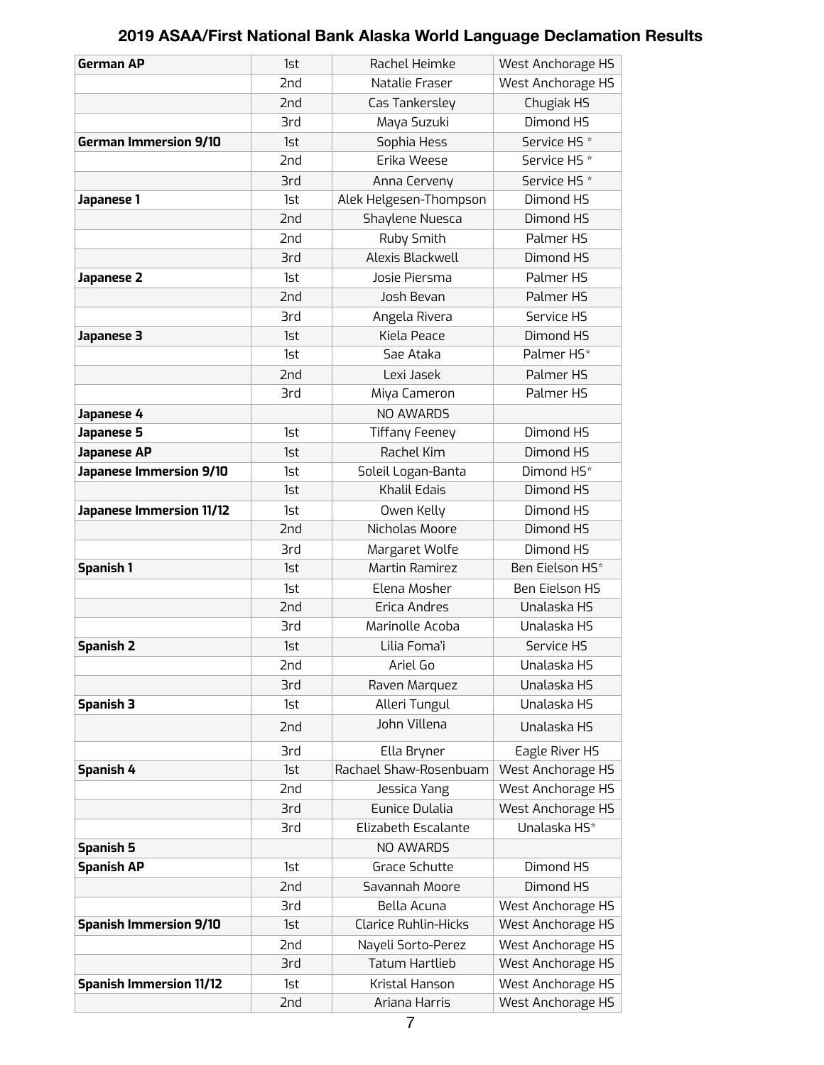## 2019 ASAA/First National Bank Alaska World Language Declamation Results

| | | | |
|---|---|---|---|
| **German AP** | 1st | Rachel Heimke | West Anchorage HS |
| | 2nd | Natalie Fraser | West Anchorage HS |
| | 2nd | Cas Tankersley | Chugiak HS |
| | 3rd | Maya Suzuki | Dimond HS |
| **German Immersion 9/10** | 1st | Sophia Hess | Service HS * |
| | 2nd | Erika Weese | Service HS * |
| | 3rd | Anna Cerveny | Service HS * |
| **Japanese 1** | 1st | Alek Helgesen-Thompson | Dimond HS |
| | 2nd | Shaylene Nuesca | Dimond HS |
| | 2nd | Ruby Smith | Palmer HS |
| | 3rd | Alexis Blackwell | Dimond HS |
| **Japanese 2** | 1st | Josie Piersma | Palmer HS |
| | 2nd | Josh Bevan | Palmer HS |
| | 3rd | Angela Rivera | Service HS |
| **Japanese 3** | 1st | Kiela Peace | Dimond HS |
| | 1st | Sae Ataka | Palmer HS* |
| | 2nd | Lexi Jasek | Palmer HS |
| | 3rd | Miya Cameron | Palmer HS |
| **Japanese 4** | | NO AWARDS | |
| **Japanese 5** | 1st | Tiffany Feeney | Dimond HS |
| **Japanese AP** | 1st | Rachel Kim | Dimond HS |
| **Japanese Immersion 9/10** | 1st | Soleil Logan-Banta | Dimond HS* |
| | 1st | Khalil Edais | Dimond HS |
| **Japanese Immersion 11/12** | 1st | Owen Kelly | Dimond HS |
| | 2nd | Nicholas Moore | Dimond HS |
| | 3rd | Margaret Wolfe | Dimond HS |
| **Spanish 1** | 1st | Martin Ramirez | Ben Eielson HS* |
| | 1st | Elena Mosher | Ben Eielson HS |
| | 2nd | Erica Andres | Unalaska HS |
| | 3rd | Marinolle Acoba | Unalaska HS |
| **Spanish 2** | 1st | Lilia Foma'i | Service HS |
| | 2nd | Ariel Go | Unalaska HS |
| | 3rd | Raven Marquez | Unalaska HS |
| **Spanish 3** | 1st | Alleri Tungul | Unalaska HS |
| | 2nd | John Villena | Unalaska HS |
| | 3rd | Ella Bryner | Eagle River HS |
| **Spanish 4** | 1st | Rachael Shaw-Rosenbuam | West Anchorage HS |
| | 2nd | Jessica Yang | West Anchorage HS |
| | 3rd | Eunice Dulalia | West Anchorage HS |
| | 3rd | Elizabeth Escalante | Unalaska HS* |
| **Spanish 5** | | NO AWARDS | |
| **Spanish AP** | 1st | Grace Schutte | Dimond HS |
| | 2nd | Savannah Moore | Dimond HS |
| | 3rd | Bella Acuna | West Anchorage HS |
| **Spanish Immersion 9/10** | 1st | Clarice Ruhlin-Hicks | West Anchorage HS |
| | 2nd | Nayeli Sorto-Perez | West Anchorage HS |
| | 3rd | Tatum Hartlieb | West Anchorage HS |
| **Spanish Immersion 11/12** | 1st | Kristal Hanson | West Anchorage HS |
| | 2nd | Ariana Harris | West Anchorage HS |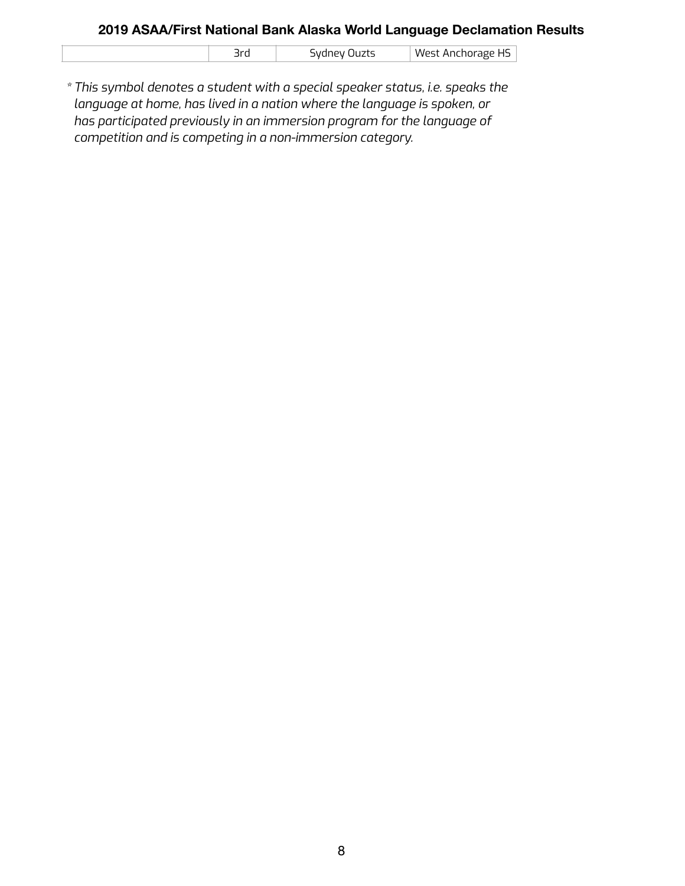| | | | |
|---|---|---|---|
| | 3rd | Sydney Ouzts | West Anchorage HS |

*\* This symbol denotes a student with a special speaker status, i.e. speaks the language at home, has lived in a nation where the language is spoken, or has participated previously in an immersion program for the language of competition and is competing in a non-immersion category.*